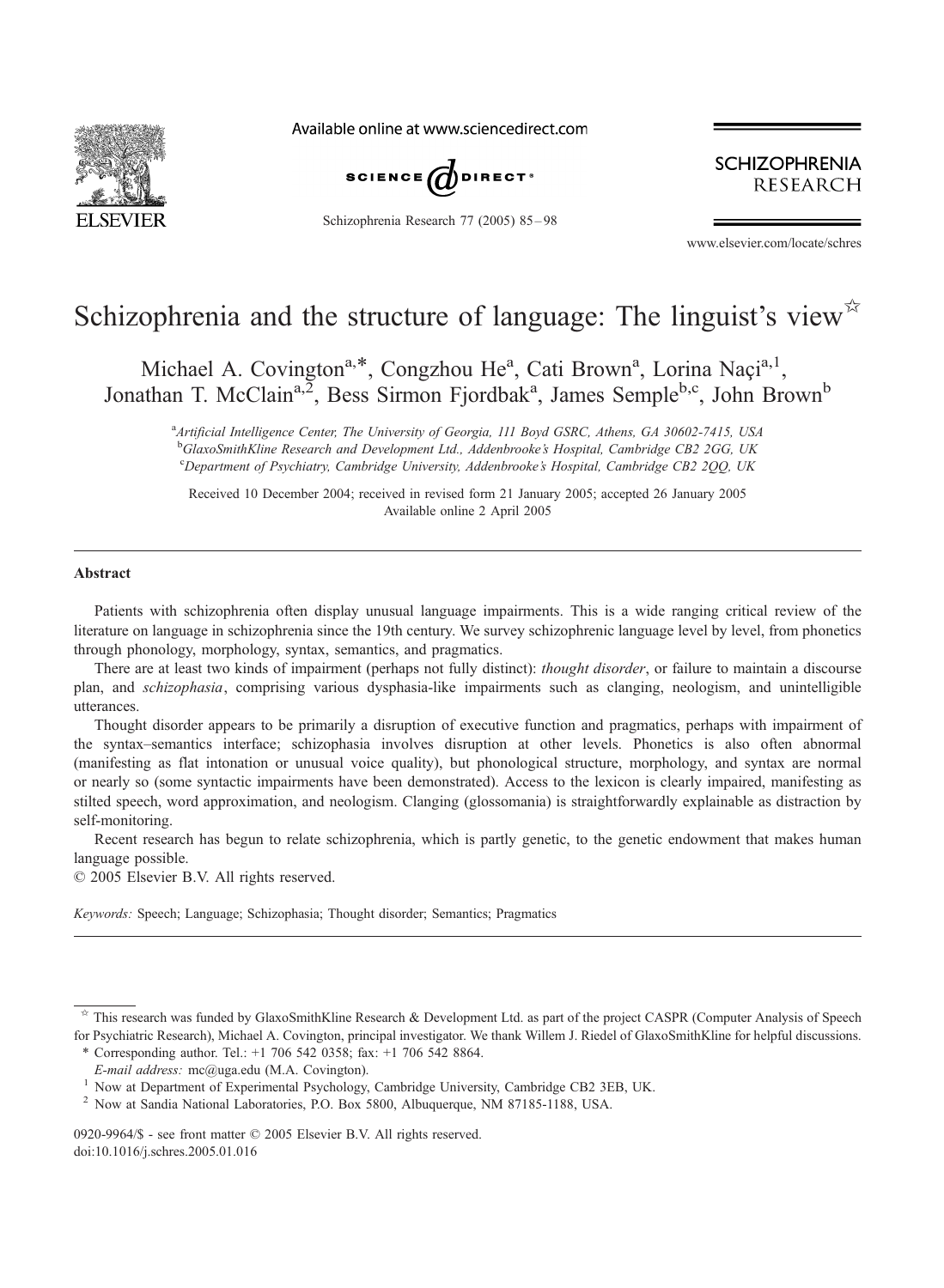# Schizophrenia and the structure of language: The linguist's view[☆]

Michael A. Covington[a,*], Congzhou He[a], Cati Brown[a], Lorina Naçi[a,1], Jonathan T. McClain[a,2], Bess Sirmon Fjordbak[a], James Semple[b,c], John Brown[b]

[a]Artificial Intelligence Center, The University of Georgia, 111 Boyd GSRC, Athens, GA 30602-7415, USA
[b]GlaxoSmithKline Research and Development Ltd., Addenbrooke's Hospital, Cambridge CB2 2GG, UK
[c]Department of Psychiatry, Cambridge University, Addenbrooke's Hospital, Cambridge CB2 2QQ, UK

Received 10 December 2004; received in revised form 21 January 2005; accepted 26 January 2005
Available online 2 April 2005

## Abstract

Patients with schizophrenia often display unusual language impairments. This is a wide ranging critical review of the literature on language in schizophrenia since the 19th century. We survey schizophrenic language level by level, from phonetics through phonology, morphology, syntax, semantics, and pragmatics.

There are at least two kinds of impairment (perhaps not fully distinct): *thought disorder*, or failure to maintain a discourse plan, and *schizophasia*, comprising various dysphasia-like impairments such as clanging, neologism, and unintelligible utterances.

Thought disorder appears to be primarily a disruption of executive function and pragmatics, perhaps with impairment of the syntax–semantics interface; schizophasia involves disruption at other levels. Phonetics is also often abnormal (manifesting as flat intonation or unusual voice quality), but phonological structure, morphology, and syntax are normal or nearly so (some syntactic impairments have been demonstrated). Access to the lexicon is clearly impaired, manifesting as stilted speech, word approximation, and neologism. Clanging (glossomania) is straightforwardly explainable as distraction by self-monitoring.

Recent research has begun to relate schizophrenia, which is partly genetic, to the genetic endowment that makes human language possible.

© 2005 Elsevier B.V. All rights reserved.

*Keywords:* Speech; Language; Schizophasia; Thought disorder; Semantics; Pragmatics

---

[☆] This research was funded by GlaxoSmithKline Research & Development Ltd. as part of the project CASPR (Computer Analysis of Speech for Psychiatric Research), Michael A. Covington, principal investigator. We thank Willem J. Riedel of GlaxoSmithKline for helpful discussions.

\* Corresponding author. Tel.: +1 706 542 0358; fax: +1 706 542 8864.
*E-mail address:* mc@uga.edu (M.A. Covington).

[1] Now at Department of Experimental Psychology, Cambridge University, Cambridge CB2 3EB, UK.

[2] Now at Sandia National Laboratories, P.O. Box 5800, Albuquerque, NM 87185-1188, USA.

0920-9964/$ - see front matter © 2005 Elsevier B.V. All rights reserved.
doi:10.1016/j.schres.2005.01.016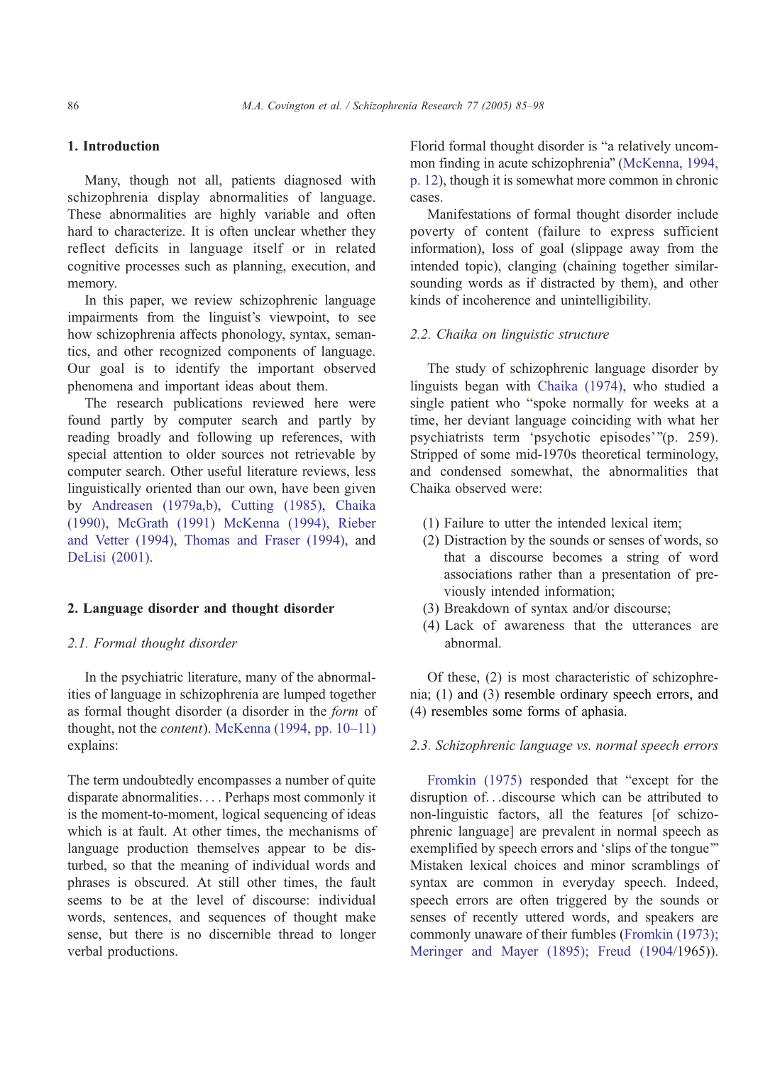## 1. Introduction

Many, though not all, patients diagnosed with schizophrenia display abnormalities of language. These abnormalities are highly variable and often hard to characterize. It is often unclear whether they reflect deficits in language itself or in related cognitive processes such as planning, execution, and memory.

In this paper, we review schizophrenic language impairments from the linguist's viewpoint, to see how schizophrenia affects phonology, syntax, semantics, and other recognized components of language. Our goal is to identify the important observed phenomena and important ideas about them.

The research publications reviewed here were found partly by computer search and partly by reading broadly and following up references, with special attention to older sources not retrievable by computer search. Other useful literature reviews, less linguistically oriented than our own, have been given by Andreasen (1979a,b), Cutting (1985), Chaika (1990), McGrath (1991) McKenna (1994), Rieber and Vetter (1994), Thomas and Fraser (1994), and DeLisi (2001).

## 2. Language disorder and thought disorder

### 2.1. Formal thought disorder

In the psychiatric literature, many of the abnormalities of language in schizophrenia are lumped together as formal thought disorder (a disorder in the *form* of thought, not the *content*). McKenna (1994, pp. 10–11) explains:

> The term undoubtedly encompasses a number of quite disparate abnormalities. . . . Perhaps most commonly it is the moment-to-moment, logical sequencing of ideas which is at fault. At other times, the mechanisms of language production themselves appear to be disturbed, so that the meaning of individual words and phrases is obscured. At still other times, the fault seems to be at the level of discourse: individual words, sentences, and sequences of thought make sense, but there is no discernible thread to longer verbal productions.

Florid formal thought disorder is "a relatively uncommon finding in acute schizophrenia" (McKenna, 1994, p. 12), though it is somewhat more common in chronic cases.

Manifestations of formal thought disorder include poverty of content (failure to express sufficient information), loss of goal (slippage away from the intended topic), clanging (chaining together similar-sounding words as if distracted by them), and other kinds of incoherence and unintelligibility.

### 2.2. Chaika on linguistic structure

The study of schizophrenic language disorder by linguists began with Chaika (1974), who studied a single patient who "spoke normally for weeks at a time, her deviant language coinciding with what her psychiatrists term 'psychotic episodes'"(p. 259). Stripped of some mid-1970s theoretical terminology, and condensed somewhat, the abnormalities that Chaika observed were:

1. Failure to utter the intended lexical item;
2. Distraction by the sounds or senses of words, so that a discourse becomes a string of word associations rather than a presentation of previously intended information;
3. Breakdown of syntax and/or discourse;
4. Lack of awareness that the utterances are abnormal.

Of these, (2) is most characteristic of schizophrenia; (1) and (3) resemble ordinary speech errors, and (4) resembles some forms of aphasia.

### 2.3. Schizophrenic language vs. normal speech errors

Fromkin (1975) responded that "except for the disruption of. . .discourse which can be attributed to non-linguistic factors, all the features [of schizophrenic language] are prevalent in normal speech as exemplified by speech errors and 'slips of the tongue'" Mistaken lexical choices and minor scramblings of syntax are common in everyday speech. Indeed, speech errors are often triggered by the sounds or senses of recently uttered words, and speakers are commonly unaware of their fumbles (Fromkin (1973); Meringer and Mayer (1895); Freud (1904/1965)).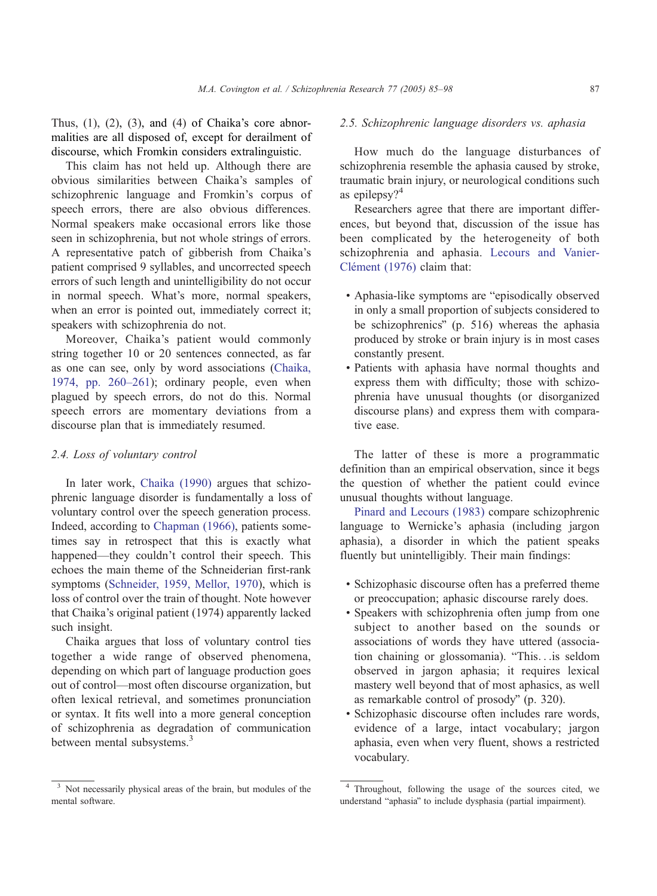Thus, (1), (2), (3), and (4) of Chaika's core abnormalities are all disposed of, except for derailment of discourse, which Fromkin considers extralinguistic.

This claim has not held up. Although there are obvious similarities between Chaika's samples of schizophrenic language and Fromkin's corpus of speech errors, there are also obvious differences. Normal speakers make occasional errors like those seen in schizophrenia, but not whole strings of errors. A representative patch of gibberish from Chaika's patient comprised 9 syllables, and uncorrected speech errors of such length and unintelligibility do not occur in normal speech. What's more, normal speakers, when an error is pointed out, immediately correct it; speakers with schizophrenia do not.

Moreover, Chaika's patient would commonly string together 10 or 20 sentences connected, as far as one can see, only by word associations (Chaika, 1974, pp. 260–261); ordinary people, even when plagued by speech errors, do not do this. Normal speech errors are momentary deviations from a discourse plan that is immediately resumed.

### 2.4. Loss of voluntary control

In later work, Chaika (1990) argues that schizophrenic language disorder is fundamentally a loss of voluntary control over the speech generation process. Indeed, according to Chapman (1966), patients sometimes say in retrospect that this is exactly what happened—they couldn't control their speech. This echoes the main theme of the Schneiderian first-rank symptoms (Schneider, 1959, Mellor, 1970), which is loss of control over the train of thought. Note however that Chaika's original patient (1974) apparently lacked such insight.

Chaika argues that loss of voluntary control ties together a wide range of observed phenomena, depending on which part of language production goes out of control—most often discourse organization, but often lexical retrieval, and sometimes pronunciation or syntax. It fits well into a more general conception of schizophrenia as degradation of communication between mental subsystems.[3]

[3] Not necessarily physical areas of the brain, but modules of the mental software.

### 2.5. Schizophrenic language disorders vs. aphasia

How much do the language disturbances of schizophrenia resemble the aphasia caused by stroke, traumatic brain injury, or neurological conditions such as epilepsy?[4]

Researchers agree that there are important differences, but beyond that, discussion of the issue has been complicated by the heterogeneity of both schizophrenia and aphasia. Lecours and Vanier-Clément (1976) claim that:

- Aphasia-like symptoms are "episodically observed in only a small proportion of subjects considered to be schizophrenics" (p. 516) whereas the aphasia produced by stroke or brain injury is in most cases constantly present.
- Patients with aphasia have normal thoughts and express them with difficulty; those with schizophrenia have unusual thoughts (or disorganized discourse plans) and express them with comparative ease.

The latter of these is more a programmatic definition than an empirical observation, since it begs the question of whether the patient could evince unusual thoughts without language.

Pinard and Lecours (1983) compare schizophrenic language to Wernicke's aphasia (including jargon aphasia), a disorder in which the patient speaks fluently but unintelligibly. Their main findings:

- Schizophasic discourse often has a preferred theme or preoccupation; aphasic discourse rarely does.
- Speakers with schizophrenia often jump from one subject to another based on the sounds or associations of words they have uttered (association chaining or glossomania). "This...is seldom observed in jargon aphasia; it requires lexical mastery well beyond that of most aphasics, as well as remarkable control of prosody" (p. 320).
- Schizophasic discourse often includes rare words, evidence of a large, intact vocabulary; jargon aphasia, even when very fluent, shows a restricted vocabulary.

[4] Throughout, following the usage of the sources cited, we understand "aphasia" to include dysphasia (partial impairment).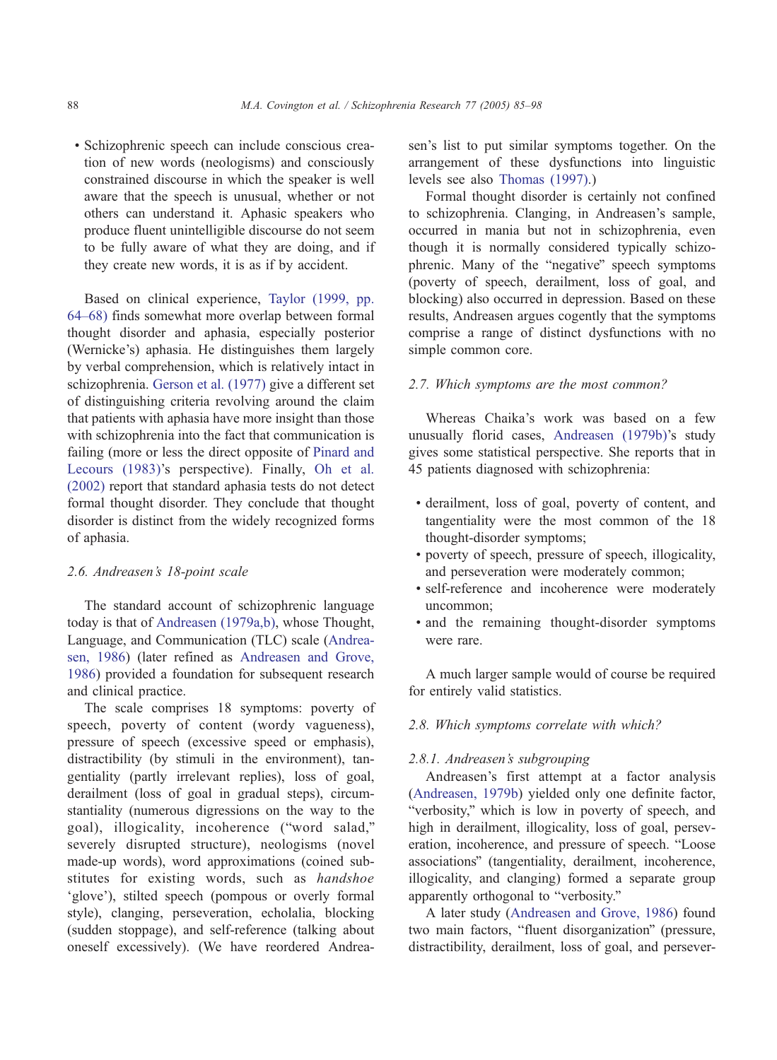- Schizophrenic speech can include conscious creation of new words (neologisms) and consciously constrained discourse in which the speaker is well aware that the speech is unusual, whether or not others can understand it. Aphasic speakers who produce fluent unintelligible discourse do not seem to be fully aware of what they are doing, and if they create new words, it is as if by accident.

Based on clinical experience, Taylor (1999, pp. 64–68) finds somewhat more overlap between formal thought disorder and aphasia, especially posterior (Wernicke's) aphasia. He distinguishes them largely by verbal comprehension, which is relatively intact in schizophrenia. Gerson et al. (1977) give a different set of distinguishing criteria revolving around the claim that patients with aphasia have more insight than those with schizophrenia into the fact that communication is failing (more or less the direct opposite of Pinard and Lecours (1983)'s perspective). Finally, Oh et al. (2002) report that standard aphasia tests do not detect formal thought disorder. They conclude that thought disorder is distinct from the widely recognized forms of aphasia.

### 2.6. Andreasen's 18-point scale

The standard account of schizophrenic language today is that of Andreasen (1979a,b), whose Thought, Language, and Communication (TLC) scale (Andreasen, 1986) (later refined as Andreasen and Grove, 1986) provided a foundation for subsequent research and clinical practice.

The scale comprises 18 symptoms: poverty of speech, poverty of content (wordy vagueness), pressure of speech (excessive speed or emphasis), distractibility (by stimuli in the environment), tangentiality (partly irrelevant replies), loss of goal, derailment (loss of goal in gradual steps), circumstantiality (numerous digressions on the way to the goal), illogicality, incoherence ("word salad," severely disrupted structure), neologisms (novel made-up words), word approximations (coined substitutes for existing words, such as *handshoe* 'glove'), stilted speech (pompous or overly formal style), clanging, perseveration, echolalia, blocking (sudden stoppage), and self-reference (talking about oneself excessively). (We have reordered Andreasen's list to put similar symptoms together. On the arrangement of these dysfunctions into linguistic levels see also Thomas (1997).)

Formal thought disorder is certainly not confined to schizophrenia. Clanging, in Andreasen's sample, occurred in mania but not in schizophrenia, even though it is normally considered typically schizophrenic. Many of the "negative" speech symptoms (poverty of speech, derailment, loss of goal, and blocking) also occurred in depression. Based on these results, Andreasen argues cogently that the symptoms comprise a range of distinct dysfunctions with no simple common core.

### 2.7. Which symptoms are the most common?

Whereas Chaika's work was based on a few unusually florid cases, Andreasen (1979b)'s study gives some statistical perspective. She reports that in 45 patients diagnosed with schizophrenia:

- derailment, loss of goal, poverty of content, and tangentiality were the most common of the 18 thought-disorder symptoms;
- poverty of speech, pressure of speech, illogicality, and perseveration were moderately common;
- self-reference and incoherence were moderately uncommon;
- and the remaining thought-disorder symptoms were rare.

A much larger sample would of course be required for entirely valid statistics.

### 2.8. Which symptoms correlate with which?

#### 2.8.1. Andreasen's subgrouping

Andreasen's first attempt at a factor analysis (Andreasen, 1979b) yielded only one definite factor, "verbosity," which is low in poverty of speech, and high in derailment, illogicality, loss of goal, perseveration, incoherence, and pressure of speech. "Loose associations" (tangentiality, derailment, incoherence, illogicality, and clanging) formed a separate group apparently orthogonal to "verbosity."

A later study (Andreasen and Grove, 1986) found two main factors, "fluent disorganization" (pressure, distractibility, derailment, loss of goal, and persever-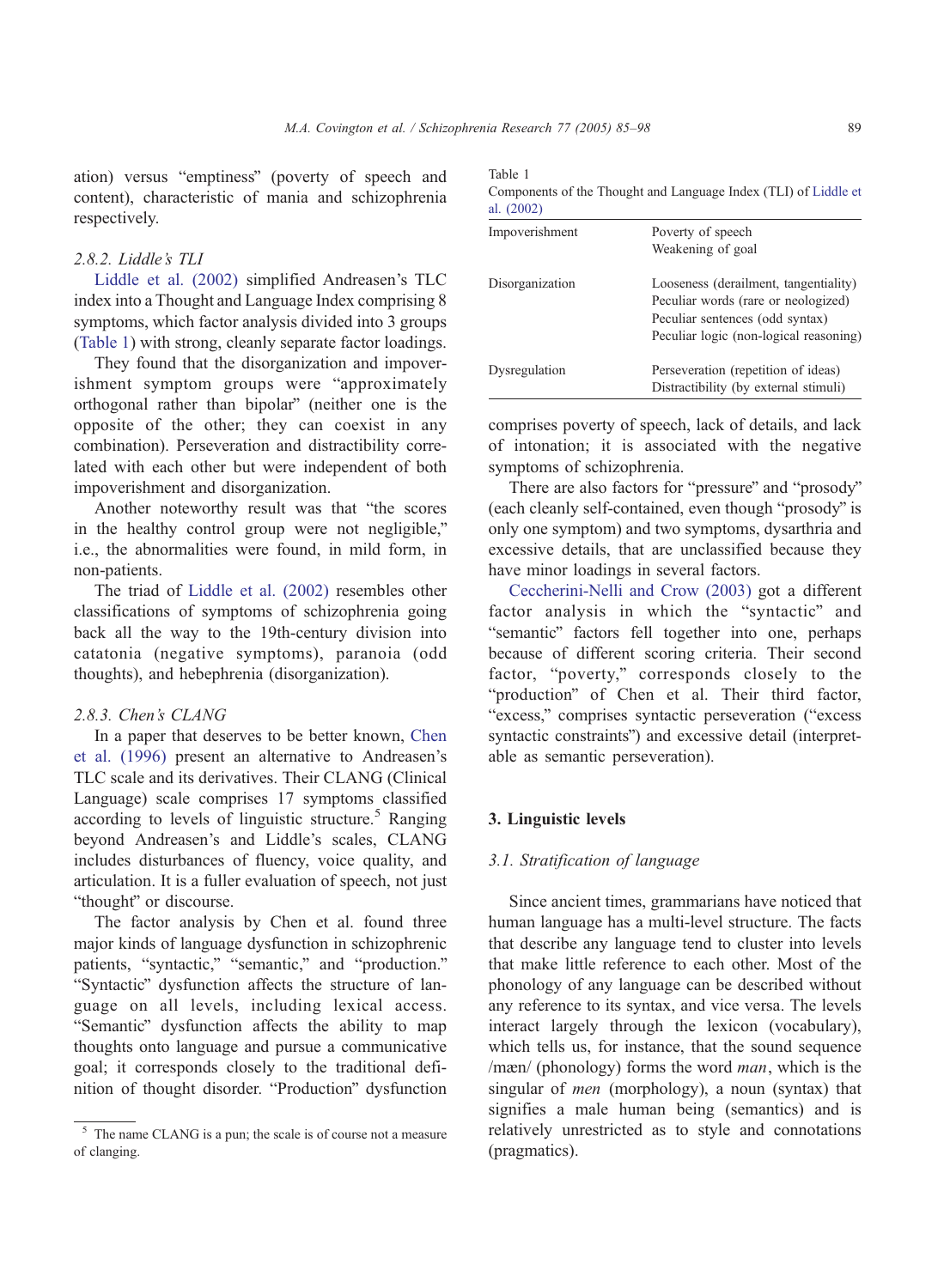ation) versus "emptiness" (poverty of speech and content), characteristic of mania and schizophrenia respectively.

#### 2.8.2. Liddle's TLI

Liddle et al. (2002) simplified Andreasen's TLC index into a Thought and Language Index comprising 8 symptoms, which factor analysis divided into 3 groups (Table 1) with strong, cleanly separate factor loadings.

They found that the disorganization and impoverishment symptom groups were "approximately orthogonal rather than bipolar" (neither one is the opposite of the other; they can coexist in any combination). Perseveration and distractibility correlated with each other but were independent of both impoverishment and disorganization.

Another noteworthy result was that "the scores in the healthy control group were not negligible," i.e., the abnormalities were found, in mild form, in non-patients.

The triad of Liddle et al. (2002) resembles other classifications of symptoms of schizophrenia going back all the way to the 19th-century division into catatonia (negative symptoms), paranoia (odd thoughts), and hebephrenia (disorganization).

#### 2.8.3. Chen's CLANG

In a paper that deserves to be better known, Chen et al. (1996) present an alternative to Andreasen's TLC scale and its derivatives. Their CLANG (Clinical Language) scale comprises 17 symptoms classified according to levels of linguistic structure.[5] Ranging beyond Andreasen's and Liddle's scales, CLANG includes disturbances of fluency, voice quality, and articulation. It is a fuller evaluation of speech, not just "thought" or discourse.

The factor analysis by Chen et al. found three major kinds of language dysfunction in schizophrenic patients, "syntactic," "semantic," and "production." "Syntactic" dysfunction affects the structure of language on all levels, including lexical access. "Semantic" dysfunction affects the ability to map thoughts onto language and pursue a communicative goal; it corresponds closely to the traditional definition of thought disorder. "Production" dysfunction

[5] The name CLANG is a pun; the scale is of course not a measure of clanging.

Table 1
Components of the Thought and Language Index (TLI) of Liddle et al. (2002)

| | |
|---|---|
| Impoverishment | Poverty of speech<br>Weakening of goal |
| Disorganization | Looseness (derailment, tangentiality)<br>Peculiar words (rare or neologized)<br>Peculiar sentences (odd syntax)<br>Peculiar logic (non-logical reasoning) |
| Dysregulation | Perseveration (repetition of ideas)<br>Distractibility (by external stimuli) |

comprises poverty of speech, lack of details, and lack of intonation; it is associated with the negative symptoms of schizophrenia.

There are also factors for "pressure" and "prosody" (each cleanly self-contained, even though "prosody" is only one symptom) and two symptoms, dysarthria and excessive details, that are unclassified because they have minor loadings in several factors.

Ceccherini-Nelli and Crow (2003) got a different factor analysis in which the "syntactic" and "semantic" factors fell together into one, perhaps because of different scoring criteria. Their second factor, "poverty," corresponds closely to the "production" of Chen et al. Their third factor, "excess," comprises syntactic perseveration ("excess syntactic constraints") and excessive detail (interpretable as semantic perseveration).

## 3. Linguistic levels

### 3.1. Stratification of language

Since ancient times, grammarians have noticed that human language has a multi-level structure. The facts that describe any language tend to cluster into levels that make little reference to each other. Most of the phonology of any language can be described without any reference to its syntax, and vice versa. The levels interact largely through the lexicon (vocabulary), which tells us, for instance, that the sound sequence /mæn/ (phonology) forms the word *man*, which is the singular of *men* (morphology), a noun (syntax) that signifies a male human being (semantics) and is relatively unrestricted as to style and connotations (pragmatics).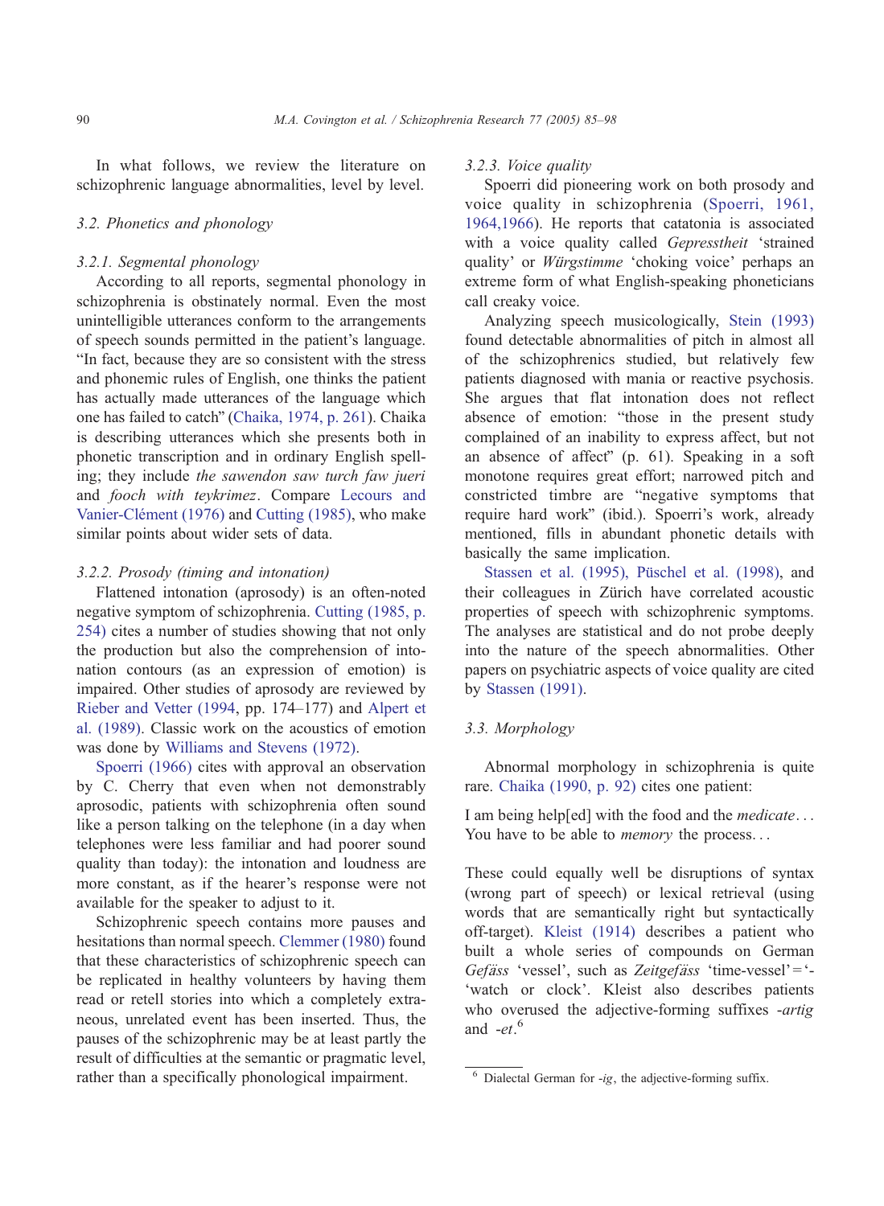In what follows, we review the literature on schizophrenic language abnormalities, level by level.

### 3.2. Phonetics and phonology

#### 3.2.1. Segmental phonology

According to all reports, segmental phonology in schizophrenia is obstinately normal. Even the most unintelligible utterances conform to the arrangements of speech sounds permitted in the patient's language. "In fact, because they are so consistent with the stress and phonemic rules of English, one thinks the patient has actually made utterances of the language which one has failed to catch" (Chaika, 1974, p. 261). Chaika is describing utterances which she presents both in phonetic transcription and in ordinary English spelling; they include *the sawendon saw turch faw jueri* and *fooch with teykrimez*. Compare Lecours and Vanier-Clément (1976) and Cutting (1985), who make similar points about wider sets of data.

#### 3.2.2. Prosody (timing and intonation)

Flattened intonation (aprosody) is an often-noted negative symptom of schizophrenia. Cutting (1985, p. 254) cites a number of studies showing that not only the production but also the comprehension of intonation contours (as an expression of emotion) is impaired. Other studies of aprosody are reviewed by Rieber and Vetter (1994, pp. 174–177) and Alpert et al. (1989). Classic work on the acoustics of emotion was done by Williams and Stevens (1972).

Spoerri (1966) cites with approval an observation by C. Cherry that even when not demonstrably aprosodic, patients with schizophrenia often sound like a person talking on the telephone (in a day when telephones were less familiar and had poorer sound quality than today): the intonation and loudness are more constant, as if the hearer's response were not available for the speaker to adjust to it.

Schizophrenic speech contains more pauses and hesitations than normal speech. Clemmer (1980) found that these characteristics of schizophrenic speech can be replicated in healthy volunteers by having them read or retell stories into which a completely extraneous, unrelated event has been inserted. Thus, the pauses of the schizophrenic may be at least partly the result of difficulties at the semantic or pragmatic level, rather than a specifically phonological impairment.

#### 3.2.3. Voice quality

Spoerri did pioneering work on both prosody and voice quality in schizophrenia (Spoerri, 1961, 1964,1966). He reports that catatonia is associated with a voice quality called *Gepresstheit* 'strained quality' or *Würgstimme* 'choking voice' perhaps an extreme form of what English-speaking phoneticians call creaky voice.

Analyzing speech musicologically, Stein (1993) found detectable abnormalities of pitch in almost all of the schizophrenics studied, but relatively few patients diagnosed with mania or reactive psychosis. She argues that flat intonation does not reflect absence of emotion: "those in the present study complained of an inability to express affect, but not an absence of affect" (p. 61). Speaking in a soft monotone requires great effort; narrowed pitch and constricted timbre are "negative symptoms that require hard work" (ibid.). Spoerri's work, already mentioned, fills in abundant phonetic details with basically the same implication.

Stassen et al. (1995), Püschel et al. (1998), and their colleagues in Zürich have correlated acoustic properties of speech with schizophrenic symptoms. The analyses are statistical and do not probe deeply into the nature of the speech abnormalities. Other papers on psychiatric aspects of voice quality are cited by Stassen (1991).

### 3.3. Morphology

Abnormal morphology in schizophrenia is quite rare. Chaika (1990, p. 92) cites one patient:

I am being help[ed] with the food and the *medicate*...
You have to be able to *memory* the process...

These could equally well be disruptions of syntax (wrong part of speech) or lexical retrieval (using words that are semantically right but syntactically off-target). Kleist (1914) describes a patient who built a whole series of compounds on German *Gefäss* 'vessel', such as *Zeitgefäss* 'time-vessel' = 'watch or clock'. Kleist also describes patients who overused the adjective-forming suffixes *-artig* and *-et*.[6]

[6] Dialectal German for *-ig*, the adjective-forming suffix.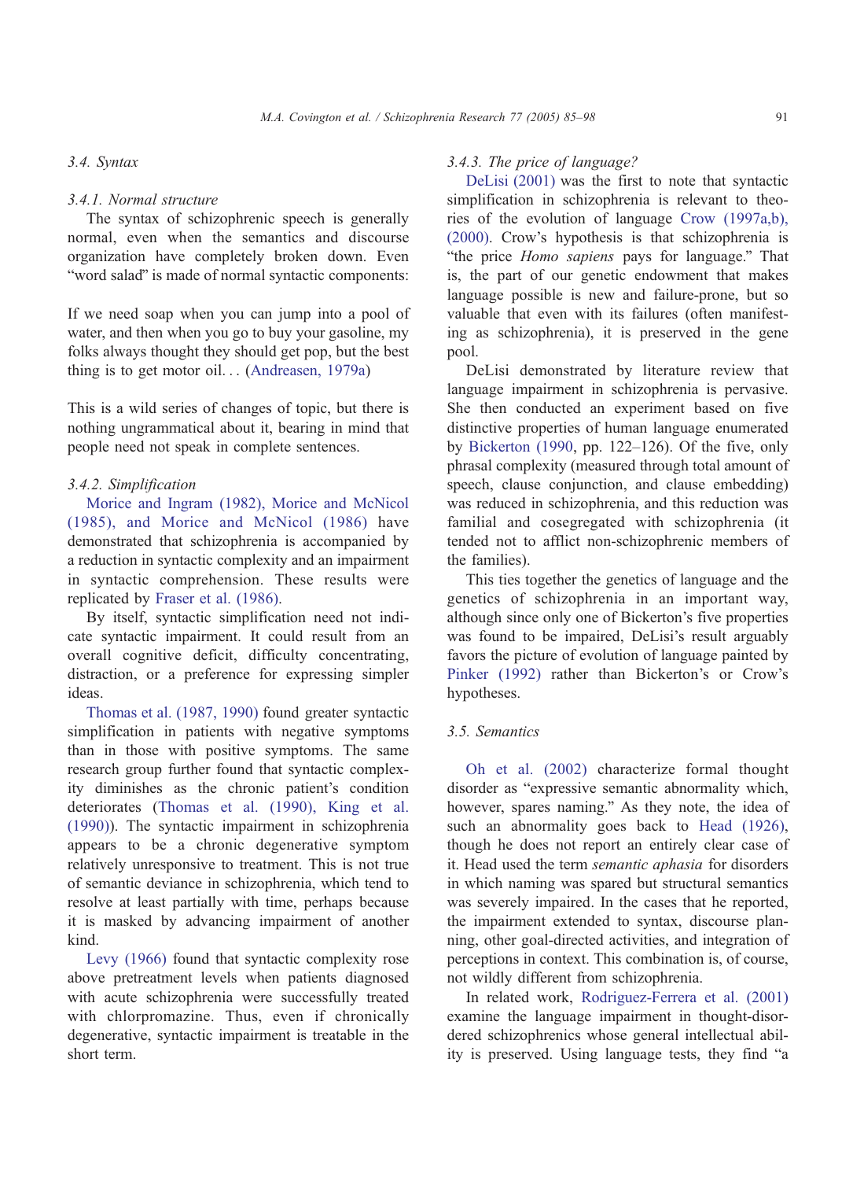### 3.4. Syntax

#### 3.4.1. Normal structure

The syntax of schizophrenic speech is generally normal, even when the semantics and discourse organization have completely broken down. Even "word salad" is made of normal syntactic components:

If we need soap when you can jump into a pool of water, and then when you go to buy your gasoline, my folks always thought they should get pop, but the best thing is to get motor oil... (Andreasen, 1979a)

This is a wild series of changes of topic, but there is nothing ungrammatical about it, bearing in mind that people need not speak in complete sentences.

#### 3.4.2. Simplification

Morice and Ingram (1982), Morice and McNicol (1985), and Morice and McNicol (1986) have demonstrated that schizophrenia is accompanied by a reduction in syntactic complexity and an impairment in syntactic comprehension. These results were replicated by Fraser et al. (1986).

By itself, syntactic simplification need not indicate syntactic impairment. It could result from an overall cognitive deficit, difficulty concentrating, distraction, or a preference for expressing simpler ideas.

Thomas et al. (1987, 1990) found greater syntactic simplification in patients with negative symptoms than in those with positive symptoms. The same research group further found that syntactic complexity diminishes as the chronic patient's condition deteriorates (Thomas et al. (1990), King et al. (1990)). The syntactic impairment in schizophrenia appears to be a chronic degenerative symptom relatively unresponsive to treatment. This is not true of semantic deviance in schizophrenia, which tend to resolve at least partially with time, perhaps because it is masked by advancing impairment of another kind.

Levy (1966) found that syntactic complexity rose above pretreatment levels when patients diagnosed with acute schizophrenia were successfully treated with chlorpromazine. Thus, even if chronically degenerative, syntactic impairment is treatable in the short term.

#### 3.4.3. The price of language?

DeLisi (2001) was the first to note that syntactic simplification in schizophrenia is relevant to theories of the evolution of language Crow (1997a,b), (2000). Crow's hypothesis is that schizophrenia is "the price *Homo sapiens* pays for language." That is, the part of our genetic endowment that makes language possible is new and failure-prone, but so valuable that even with its failures (often manifesting as schizophrenia), it is preserved in the gene pool.

DeLisi demonstrated by literature review that language impairment in schizophrenia is pervasive. She then conducted an experiment based on five distinctive properties of human language enumerated by Bickerton (1990, pp. 122–126). Of the five, only phrasal complexity (measured through total amount of speech, clause conjunction, and clause embedding) was reduced in schizophrenia, and this reduction was familial and cosegregated with schizophrenia (it tended not to afflict non-schizophrenic members of the families).

This ties together the genetics of language and the genetics of schizophrenia in an important way, although since only one of Bickerton's five properties was found to be impaired, DeLisi's result arguably favors the picture of evolution of language painted by Pinker (1992) rather than Bickerton's or Crow's hypotheses.

### 3.5. Semantics

Oh et al. (2002) characterize formal thought disorder as "expressive semantic abnormality which, however, spares naming." As they note, the idea of such an abnormality goes back to Head (1926), though he does not report an entirely clear case of it. Head used the term *semantic aphasia* for disorders in which naming was spared but structural semantics was severely impaired. In the cases that he reported, the impairment extended to syntax, discourse planning, other goal-directed activities, and integration of perceptions in context. This combination is, of course, not wildly different from schizophrenia.

In related work, Rodriguez-Ferrera et al. (2001) examine the language impairment in thought-disordered schizophrenics whose general intellectual ability is preserved. Using language tests, they find "a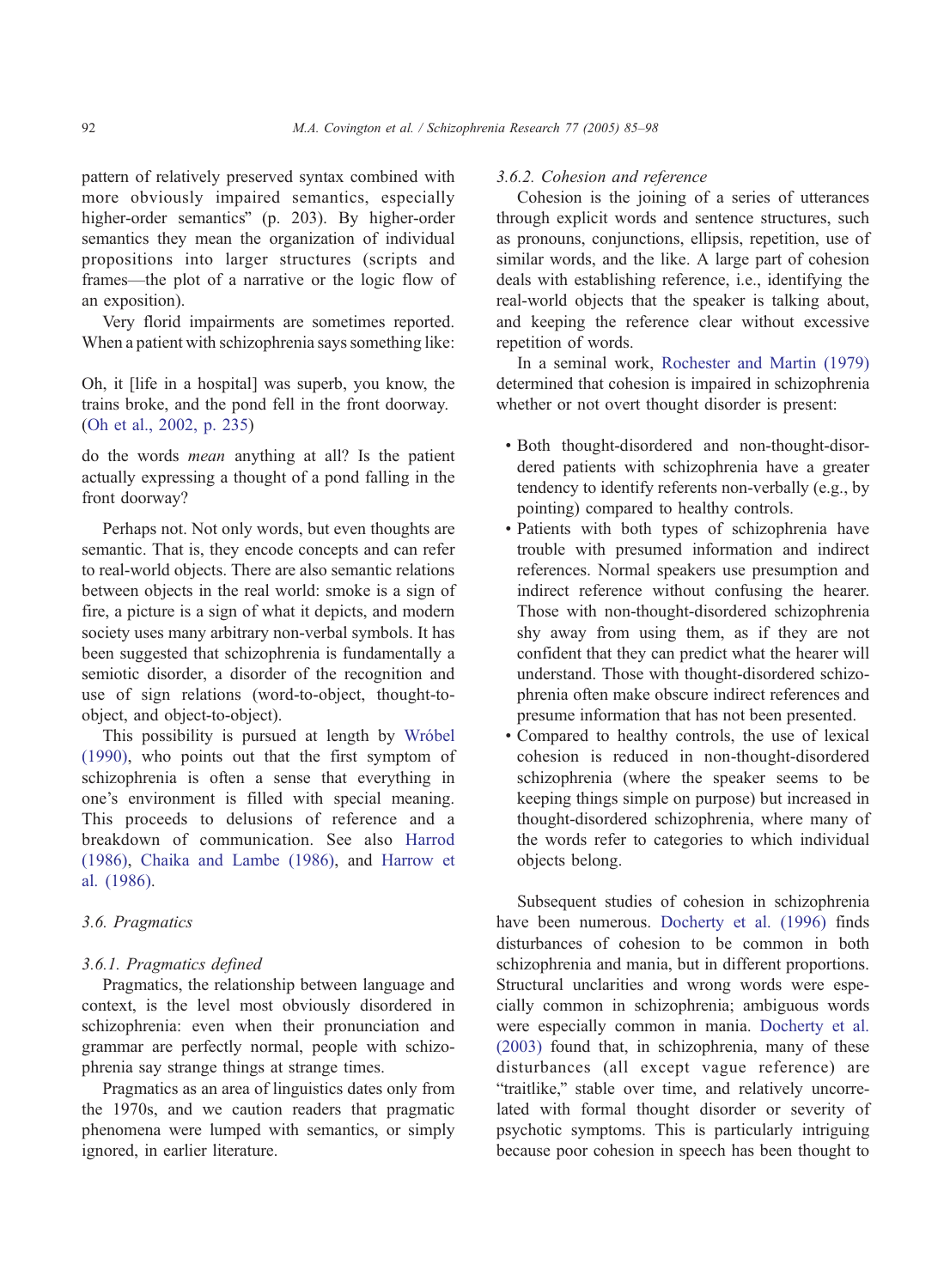pattern of relatively preserved syntax combined with more obviously impaired semantics, especially higher-order semantics" (p. 203). By higher-order semantics they mean the organization of individual propositions into larger structures (scripts and frames—the plot of a narrative or the logic flow of an exposition).

Very florid impairments are sometimes reported. When a patient with schizophrenia says something like:

> Oh, it [life in a hospital] was superb, you know, the trains broke, and the pond fell in the front doorway. (Oh et al., 2002, p. 235)

do the words *mean* anything at all? Is the patient actually expressing a thought of a pond falling in the front doorway?

Perhaps not. Not only words, but even thoughts are semantic. That is, they encode concepts and can refer to real-world objects. There are also semantic relations between objects in the real world: smoke is a sign of fire, a picture is a sign of what it depicts, and modern society uses many arbitrary non-verbal symbols. It has been suggested that schizophrenia is fundamentally a semiotic disorder, a disorder of the recognition and use of sign relations (word-to-object, thought-to-object, and object-to-object).

This possibility is pursued at length by Wróbel (1990), who points out that the first symptom of schizophrenia is often a sense that everything in one's environment is filled with special meaning. This proceeds to delusions of reference and a breakdown of communication. See also Harrod (1986), Chaika and Lambe (1986), and Harrow et al. (1986).

### 3.6. Pragmatics

#### 3.6.1. Pragmatics defined

Pragmatics, the relationship between language and context, is the level most obviously disordered in schizophrenia: even when their pronunciation and grammar are perfectly normal, people with schizophrenia say strange things at strange times.

Pragmatics as an area of linguistics dates only from the 1970s, and we caution readers that pragmatic phenomena were lumped with semantics, or simply ignored, in earlier literature.

#### 3.6.2. Cohesion and reference

Cohesion is the joining of a series of utterances through explicit words and sentence structures, such as pronouns, conjunctions, ellipsis, repetition, use of similar words, and the like. A large part of cohesion deals with establishing reference, i.e., identifying the real-world objects that the speaker is talking about, and keeping the reference clear without excessive repetition of words.

In a seminal work, Rochester and Martin (1979) determined that cohesion is impaired in schizophrenia whether or not overt thought disorder is present:

- Both thought-disordered and non-thought-disordered patients with schizophrenia have a greater tendency to identify referents non-verbally (e.g., by pointing) compared to healthy controls.
- Patients with both types of schizophrenia have trouble with presumed information and indirect references. Normal speakers use presumption and indirect reference without confusing the hearer. Those with non-thought-disordered schizophrenia shy away from using them, as if they are not confident that they can predict what the hearer will understand. Those with thought-disordered schizophrenia often make obscure indirect references and presume information that has not been presented.
- Compared to healthy controls, the use of lexical cohesion is reduced in non-thought-disordered schizophrenia (where the speaker seems to be keeping things simple on purpose) but increased in thought-disordered schizophrenia, where many of the words refer to categories to which individual objects belong.

Subsequent studies of cohesion in schizophrenia have been numerous. Docherty et al. (1996) finds disturbances of cohesion to be common in both schizophrenia and mania, but in different proportions. Structural unclarities and wrong words were especially common in schizophrenia; ambiguous words were especially common in mania. Docherty et al. (2003) found that, in schizophrenia, many of these disturbances (all except vague reference) are "traitlike," stable over time, and relatively uncorrelated with formal thought disorder or severity of psychotic symptoms. This is particularly intriguing because poor cohesion in speech has been thought to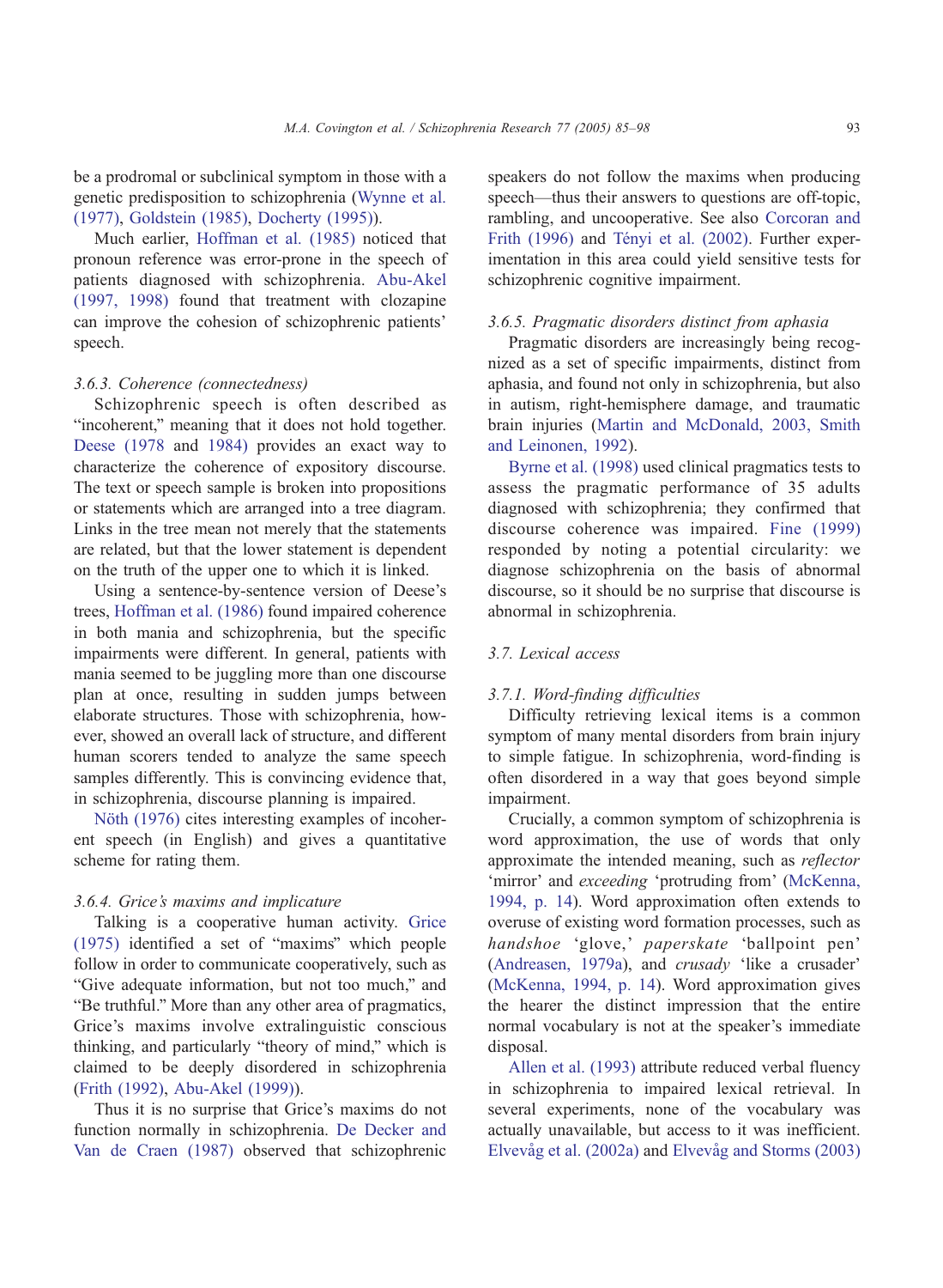be a prodromal or subclinical symptom in those with a genetic predisposition to schizophrenia (Wynne et al. (1977), Goldstein (1985), Docherty (1995)).

Much earlier, Hoffman et al. (1985) noticed that pronoun reference was error-prone in the speech of patients diagnosed with schizophrenia. Abu-Akel (1997, 1998) found that treatment with clozapine can improve the cohesion of schizophrenic patients' speech.

#### 3.6.3. Coherence (connectedness)

Schizophrenic speech is often described as "incoherent," meaning that it does not hold together. Deese (1978 and 1984) provides an exact way to characterize the coherence of expository discourse. The text or speech sample is broken into propositions or statements which are arranged into a tree diagram. Links in the tree mean not merely that the statements are related, but that the lower statement is dependent on the truth of the upper one to which it is linked.

Using a sentence-by-sentence version of Deese's trees, Hoffman et al. (1986) found impaired coherence in both mania and schizophrenia, but the specific impairments were different. In general, patients with mania seemed to be juggling more than one discourse plan at once, resulting in sudden jumps between elaborate structures. Those with schizophrenia, however, showed an overall lack of structure, and different human scorers tended to analyze the same speech samples differently. This is convincing evidence that, in schizophrenia, discourse planning is impaired.

Nöth (1976) cites interesting examples of incoherent speech (in English) and gives a quantitative scheme for rating them.

#### 3.6.4. Grice's maxims and implicature

Talking is a cooperative human activity. Grice (1975) identified a set of "maxims" which people follow in order to communicate cooperatively, such as "Give adequate information, but not too much," and "Be truthful." More than any other area of pragmatics, Grice's maxims involve extralinguistic conscious thinking, and particularly "theory of mind," which is claimed to be deeply disordered in schizophrenia (Frith (1992), Abu-Akel (1999)).

Thus it is no surprise that Grice's maxims do not function normally in schizophrenia. De Decker and Van de Craen (1987) observed that schizophrenic speakers do not follow the maxims when producing speech—thus their answers to questions are off-topic, rambling, and uncooperative. See also Corcoran and Frith (1996) and Tényi et al. (2002). Further experimentation in this area could yield sensitive tests for schizophrenic cognitive impairment.

#### 3.6.5. Pragmatic disorders distinct from aphasia

Pragmatic disorders are increasingly being recognized as a set of specific impairments, distinct from aphasia, and found not only in schizophrenia, but also in autism, right-hemisphere damage, and traumatic brain injuries (Martin and McDonald, 2003, Smith and Leinonen, 1992).

Byrne et al. (1998) used clinical pragmatics tests to assess the pragmatic performance of 35 adults diagnosed with schizophrenia; they confirmed that discourse coherence was impaired. Fine (1999) responded by noting a potential circularity: we diagnose schizophrenia on the basis of abnormal discourse, so it should be no surprise that discourse is abnormal in schizophrenia.

### 3.7. Lexical access

#### 3.7.1. Word-finding difficulties

Difficulty retrieving lexical items is a common symptom of many mental disorders from brain injury to simple fatigue. In schizophrenia, word-finding is often disordered in a way that goes beyond simple impairment.

Crucially, a common symptom of schizophrenia is word approximation, the use of words that only approximate the intended meaning, such as *reflector* 'mirror' and *exceeding* 'protruding from' (McKenna, 1994, p. 14). Word approximation often extends to overuse of existing word formation processes, such as *handshoe* 'glove,' *paperskate* 'ballpoint pen' (Andreasen, 1979a), and *crusady* 'like a crusader' (McKenna, 1994, p. 14). Word approximation gives the hearer the distinct impression that the entire normal vocabulary is not at the speaker's immediate disposal.

Allen et al. (1993) attribute reduced verbal fluency in schizophrenia to impaired lexical retrieval. In several experiments, none of the vocabulary was actually unavailable, but access to it was inefficient. Elvevåg et al. (2002a) and Elvevåg and Storms (2003)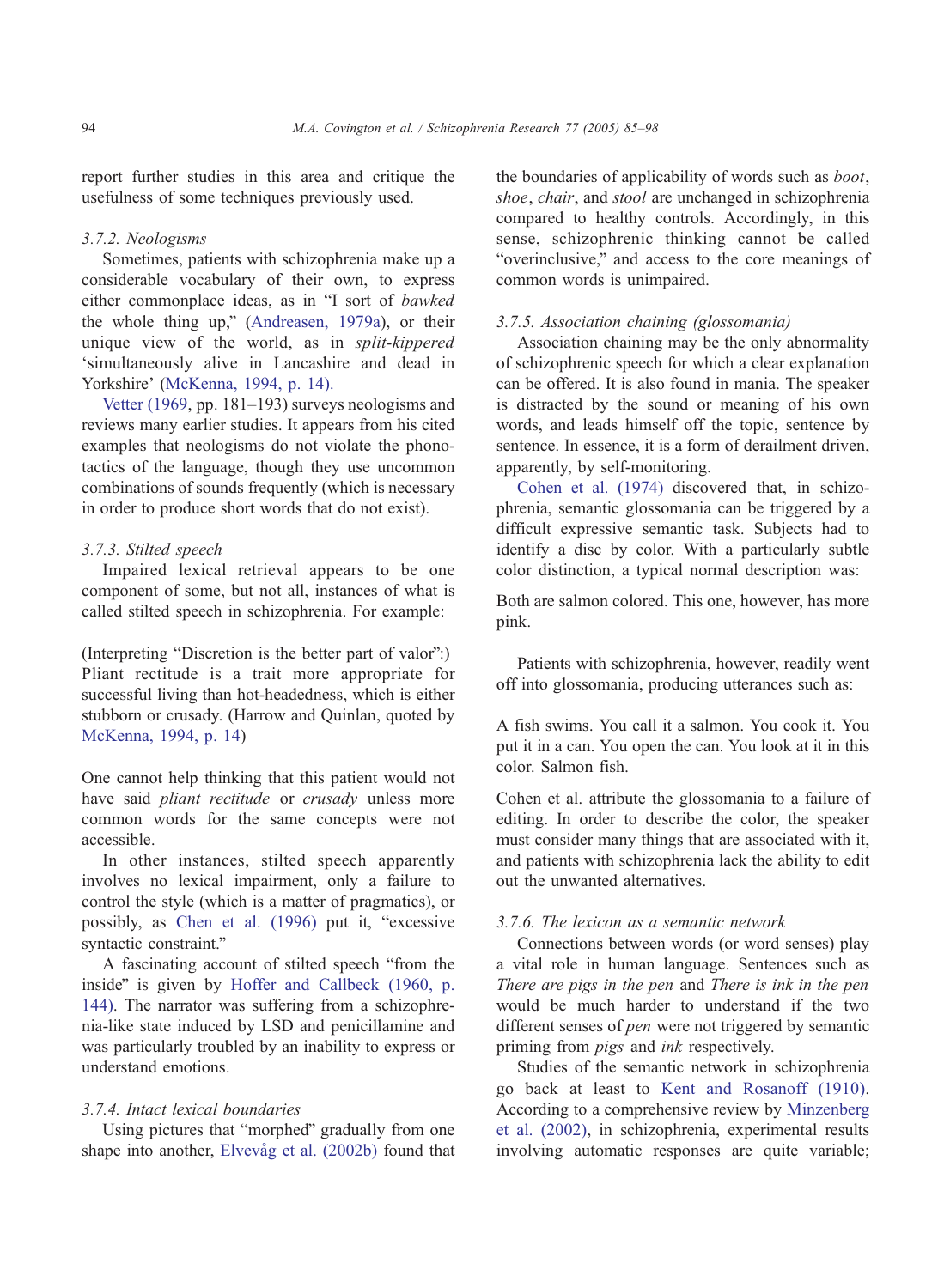report further studies in this area and critique the usefulness of some techniques previously used.

#### 3.7.2. Neologisms

Sometimes, patients with schizophrenia make up a considerable vocabulary of their own, to express either commonplace ideas, as in "I sort of *bawked* the whole thing up," (Andreasen, 1979a), or their unique view of the world, as in *split-kippered* 'simultaneously alive in Lancashire and dead in Yorkshire' (McKenna, 1994, p. 14).

Vetter (1969, pp. 181–193) surveys neologisms and reviews many earlier studies. It appears from his cited examples that neologisms do not violate the phonotactics of the language, though they use uncommon combinations of sounds frequently (which is necessary in order to produce short words that do not exist).

#### 3.7.3. Stilted speech

Impaired lexical retrieval appears to be one component of some, but not all, instances of what is called stilted speech in schizophrenia. For example:

(Interpreting "Discretion is the better part of valor":) Pliant rectitude is a trait more appropriate for successful living than hot-headedness, which is either stubborn or crusady. (Harrow and Quinlan, quoted by McKenna, 1994, p. 14)

One cannot help thinking that this patient would not have said *pliant rectitude* or *crusady* unless more common words for the same concepts were not accessible.

In other instances, stilted speech apparently involves no lexical impairment, only a failure to control the style (which is a matter of pragmatics), or possibly, as Chen et al. (1996) put it, "excessive syntactic constraint."

A fascinating account of stilted speech "from the inside" is given by Hoffer and Callbeck (1960, p. 144). The narrator was suffering from a schizophrenia-like state induced by LSD and penicillamine and was particularly troubled by an inability to express or understand emotions.

#### 3.7.4. Intact lexical boundaries

Using pictures that "morphed" gradually from one shape into another, Elvevåg et al. (2002b) found that the boundaries of applicability of words such as *boot*, *shoe*, *chair*, and *stool* are unchanged in schizophrenia compared to healthy controls. Accordingly, in this sense, schizophrenic thinking cannot be called "overinclusive," and access to the core meanings of common words is unimpaired.

#### 3.7.5. Association chaining (glossomania)

Association chaining may be the only abnormality of schizophrenic speech for which a clear explanation can be offered. It is also found in mania. The speaker is distracted by the sound or meaning of his own words, and leads himself off the topic, sentence by sentence. In essence, it is a form of derailment driven, apparently, by self-monitoring.

Cohen et al. (1974) discovered that, in schizophrenia, semantic glossomania can be triggered by a difficult expressive semantic task. Subjects had to identify a disc by color. With a particularly subtle color distinction, a typical normal description was:

Both are salmon colored. This one, however, has more pink.

Patients with schizophrenia, however, readily went off into glossomania, producing utterances such as:

A fish swims. You call it a salmon. You cook it. You put it in a can. You open the can. You look at it in this color. Salmon fish.

Cohen et al. attribute the glossomania to a failure of editing. In order to describe the color, the speaker must consider many things that are associated with it, and patients with schizophrenia lack the ability to edit out the unwanted alternatives.

#### 3.7.6. The lexicon as a semantic network

Connections between words (or word senses) play a vital role in human language. Sentences such as *There are pigs in the pen* and *There is ink in the pen* would be much harder to understand if the two different senses of *pen* were not triggered by semantic priming from *pigs* and *ink* respectively.

Studies of the semantic network in schizophrenia go back at least to Kent and Rosanoff (1910). According to a comprehensive review by Minzenberg et al. (2002), in schizophrenia, experimental results involving automatic responses are quite variable;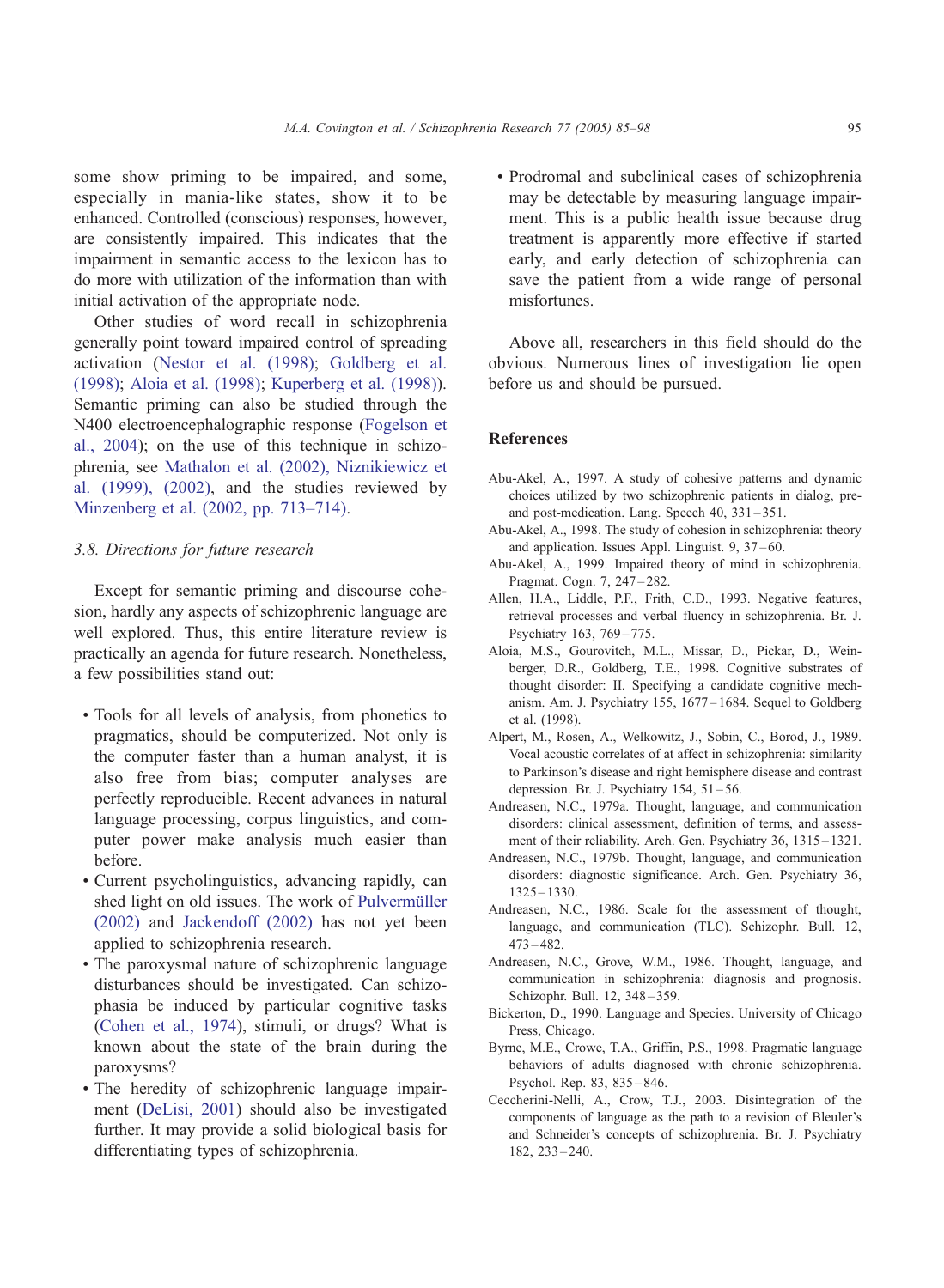some show priming to be impaired, and some, especially in mania-like states, show it to be enhanced. Controlled (conscious) responses, however, are consistently impaired. This indicates that the impairment in semantic access to the lexicon has to do more with utilization of the information than with initial activation of the appropriate node.

Other studies of word recall in schizophrenia generally point toward impaired control of spreading activation (Nestor et al. (1998); Goldberg et al. (1998); Aloia et al. (1998); Kuperberg et al. (1998)). Semantic priming can also be studied through the N400 electroencephalographic response (Fogelson et al., 2004); on the use of this technique in schizophrenia, see Mathalon et al. (2002), Niznikiewicz et al. (1999), (2002), and the studies reviewed by Minzenberg et al. (2002, pp. 713–714).

### 3.8. Directions for future research

Except for semantic priming and discourse cohesion, hardly any aspects of schizophrenic language are well explored. Thus, this entire literature review is practically an agenda for future research. Nonetheless, a few possibilities stand out:

- Tools for all levels of analysis, from phonetics to pragmatics, should be computerized. Not only is the computer faster than a human analyst, it is also free from bias; computer analyses are perfectly reproducible. Recent advances in natural language processing, corpus linguistics, and computer power make analysis much easier than before.
- Current psycholinguistics, advancing rapidly, can shed light on old issues. The work of Pulvermüller (2002) and Jackendoff (2002) has not yet been applied to schizophrenia research.
- The paroxysmal nature of schizophrenic language disturbances should be investigated. Can schizophasia be induced by particular cognitive tasks (Cohen et al., 1974), stimuli, or drugs? What is known about the state of the brain during the paroxysms?
- The heredity of schizophrenic language impairment (DeLisi, 2001) should also be investigated further. It may provide a solid biological basis for differentiating types of schizophrenia.
- Prodromal and subclinical cases of schizophrenia may be detectable by measuring language impairment. This is a public health issue because drug treatment is apparently more effective if started early, and early detection of schizophrenia can save the patient from a wide range of personal misfortunes.

Above all, researchers in this field should do the obvious. Numerous lines of investigation lie open before us and should be pursued.

## References

Abu-Akel, A., 1997. A study of cohesive patterns and dynamic choices utilized by two schizophrenic patients in dialog, pre- and post-medication. Lang. Speech 40, 331–351.

Abu-Akel, A., 1998. The study of cohesion in schizophrenia: theory and application. Issues Appl. Linguist. 9, 37–60.

Abu-Akel, A., 1999. Impaired theory of mind in schizophrenia. Pragmat. Cogn. 7, 247–282.

Allen, H.A., Liddle, P.F., Frith, C.D., 1993. Negative features, retrieval processes and verbal fluency in schizophrenia. Br. J. Psychiatry 163, 769–775.

Aloia, M.S., Gourovitch, M.L., Missar, D., Pickar, D., Weinberger, D.R., Goldberg, T.E., 1998. Cognitive substrates of thought disorder: II. Specifying a candidate cognitive mechanism. Am. J. Psychiatry 155, 1677–1684. Sequel to Goldberg et al. (1998).

Alpert, M., Rosen, A., Welkowitz, J., Sobin, C., Borod, J., 1989. Vocal acoustic correlates of at affect in schizophrenia: similarity to Parkinson's disease and right hemisphere disease and contrast depression. Br. J. Psychiatry 154, 51–56.

Andreasen, N.C., 1979a. Thought, language, and communication disorders: clinical assessment, definition of terms, and assessment of their reliability. Arch. Gen. Psychiatry 36, 1315–1321.

Andreasen, N.C., 1979b. Thought, language, and communication disorders: diagnostic significance. Arch. Gen. Psychiatry 36, 1325–1330.

Andreasen, N.C., 1986. Scale for the assessment of thought, language, and communication (TLC). Schizophr. Bull. 12, 473–482.

Andreasen, N.C., Grove, W.M., 1986. Thought, language, and communication in schizophrenia: diagnosis and prognosis. Schizophr. Bull. 12, 348–359.

Bickerton, D., 1990. Language and Species. University of Chicago Press, Chicago.

Byrne, M.E., Crowe, T.A., Griffin, P.S., 1998. Pragmatic language behaviors of adults diagnosed with chronic schizophrenia. Psychol. Rep. 83, 835–846.

Ceccherini-Nelli, A., Crow, T.J., 2003. Disintegration of the components of language as the path to a revision of Bleuler's and Schneider's concepts of schizophrenia. Br. J. Psychiatry 182, 233–240.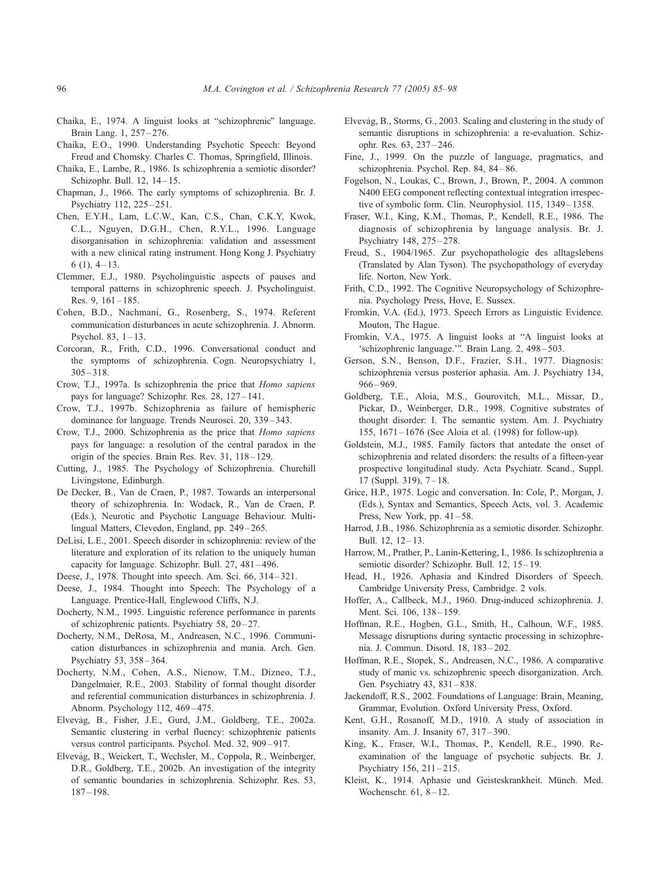Chaika, E., 1974. A linguist looks at "schizophrenic" language. Brain Lang. 1, 257–276.

Chaika, E.O., 1990. Understanding Psychotic Speech: Beyond Freud and Chomsky. Charles C. Thomas, Springfield, Illinois.

Chaika, E., Lambe, R., 1986. Is schizophrenia a semiotic disorder? Schizophr. Bull. 12, 14–15.

Chapman, J., 1966. The early symptoms of schizophrenia. Br. J. Psychiatry 112, 225–251.

Chen, E.Y.H., Lam, L.C.W., Kan, C.S., Chan, C.K.Y, Kwok, C.L., Nguyen, D.G.H., Chen, R.Y.L., 1996. Language disorganisation in schizophrenia: validation and assessment with a new clinical rating instrument. Hong Kong J. Psychiatry 6 (1), 4–13.

Clemmer, E.J., 1980. Psycholinguistic aspects of pauses and temporal patterns in schizophrenic speech. J. Psycholinguist. Res. 9, 161–185.

Cohen, B.D., Nachmani, G., Rosenberg, S., 1974. Referent communication disturbances in acute schizophrenia. J. Abnorm. Psychol. 83, 1–13.

Corcoran, R., Frith, C.D., 1996. Conversational conduct and the symptoms of schizophrenia. Cogn. Neuropsychiatry 1, 305–318.

Crow, T.J., 1997a. Is schizophrenia the price that *Homo sapiens* pays for language? Schizophr. Res. 28, 127–141.

Crow, T.J., 1997b. Schizophrenia as failure of hemispheric dominance for language. Trends Neurosci. 20, 339–343.

Crow, T.J., 2000. Schizophrenia as the price that *Homo sapiens* pays for language: a resolution of the central paradox in the origin of the species. Brain Res. Rev. 31, 118–129.

Cutting, J., 1985. The Psychology of Schizophrenia. Churchill Livingstone, Edinburgh.

De Decker, B., Van de Craen, P., 1987. Towards an interpersonal theory of schizophrenia. In: Wodack, R., Van de Craen, P. (Eds.), Neurotic and Psychotic Language Behaviour. Multilingual Matters, Clevedon, England, pp. 249–265.

DeLisi, L.E., 2001. Speech disorder in schizophrenia: review of the literature and exploration of its relation to the uniquely human capacity for language. Schizophr. Bull. 27, 481–496.

Deese, J., 1978. Thought into speech. Am. Sci. 66, 314–321.

Deese, J., 1984. Thought into Speech: The Psychology of a Language. Prentice-Hall, Englewood Cliffs, N.J.

Docherty, N.M., 1995. Linguistic reference performance in parents of schizophrenic patients. Psychiatry 58, 20–27.

Docherty, N.M., DeRosa, M., Andreasen, N.C., 1996. Communication disturbances in schizophrenia and mania. Arch. Gen. Psychiatry 53, 358–364.

Docherty, N.M., Cohen, A.S., Nienow, T.M., Dizneo, T.J., Dangelmaier, R.E., 2003. Stability of formal thought disorder and referential communication disturbances in schizophrenia. J. Abnorm. Psychology 112, 469–475.

Elvevåg, B., Fisher, J.E., Gurd, J.M., Goldberg, T.E., 2002a. Semantic clustering in verbal fluency: schizophrenic patients versus control participants. Psychol. Med. 32, 909–917.

Elvevåg, B., Weickert, T., Wechsler, M., Coppola, R., Weinberger, D.R., Goldberg, T.E., 2002b. An investigation of the integrity of semantic boundaries in schizophrenia. Schizophr. Res. 53, 187–198.

Elvevåg, B., Storms, G., 2003. Scaling and clustering in the study of semantic disruptions in schizophrenia: a re-evaluation. Schizophr. Res. 63, 237–246.

Fine, J., 1999. On the puzzle of language, pragmatics, and schizophrenia. Psychol. Rep. 84, 84–86.

Fogelson, N., Loukas, C., Brown, J., Brown, P., 2004. A common N400 EEG component reflecting contextual integration irrespective of symbolic form. Clin. Neurophysiol. 115, 1349–1358.

Fraser, W.I., King, K.M., Thomas, P., Kendell, R.E., 1986. The diagnosis of schizophrenia by language analysis. Br. J. Psychiatry 148, 275–278.

Freud, S., 1904/1965. Zur psychopathologie des alltagslebens (Translated by Alan Tyson). The psychopathology of everyday life. Norton, New York.

Frith, C.D., 1992. The Cognitive Neuropsychology of Schizophrenia. Psychology Press, Hove, E. Sussex.

Fromkin, V.A. (Ed.), 1973. Speech Errors as Linguistic Evidence. Mouton, The Hague.

Fromkin, V.A., 1975. A linguist looks at "A linguist looks at 'schizophrenic language.'". Brain Lang. 2, 498–503.

Gerson, S.N., Benson, D.F., Frazier, S.H., 1977. Diagnosis: schizophrenia versus posterior aphasia. Am. J. Psychiatry 134, 966–969.

Goldberg, T.E., Aloia, M.S., Gourovitch, M.L., Missar, D., Pickar, D., Weinberger, D.R., 1998. Cognitive substrates of thought disorder: I. The semantic system. Am. J. Psychiatry 155, 1671–1676 (See Aloia et al. (1998) for follow-up).

Goldstein, M.J., 1985. Family factors that antedate the onset of schizophrenia and related disorders: the results of a fifteen-year prospective longitudinal study. Acta Psychiatr. Scand., Suppl. 17 (Suppl. 319), 7–18.

Grice, H.P., 1975. Logic and conversation. In: Cole, P., Morgan, J. (Eds.), Syntax and Semantics, Speech Acts, vol. 3. Academic Press, New York, pp. 41–58.

Harrod, J.B., 1986. Schizophrenia as a semiotic disorder. Schizophr. Bull. 12, 12–13.

Harrow, M., Prather, P., Lanin-Kettering, I., 1986. Is schizophrenia a semiotic disorder? Schizophr. Bull. 12, 15–19.

Head, H., 1926. Aphasia and Kindred Disorders of Speech. Cambridge University Press, Cambridge. 2 vols.

Hoffer, A., Callbeck, M.J., 1960. Drug-induced schizophrenia. J. Ment. Sci. 106, 138–159.

Hoffman, R.E., Hogben, G.L., Smith, H., Calhoun, W.F., 1985. Message disruptions during syntactic processing in schizophrenia. J. Commun. Disord. 18, 183–202.

Hoffman, R.E., Stopek, S., Andreasen, N.C., 1986. A comparative study of manic vs. schizophrenic speech disorganization. Arch. Gen. Psychiatry 43, 831–838.

Jackendoff, R.S., 2002. Foundations of Language: Brain, Meaning, Grammar, Evolution. Oxford University Press, Oxford.

Kent, G.H., Rosanoff, M.D., 1910. A study of association in insanity. Am. J. Insanity 67, 317–390.

King, K., Fraser, W.I., Thomas, P., Kendell, R.E., 1990. Re-examination of the language of psychotic subjects. Br. J. Psychiatry 156, 211–215.

Kleist, K., 1914. Aphasie und Geisteskrankheit. Münch. Med. Wochenschr. 61, 8–12.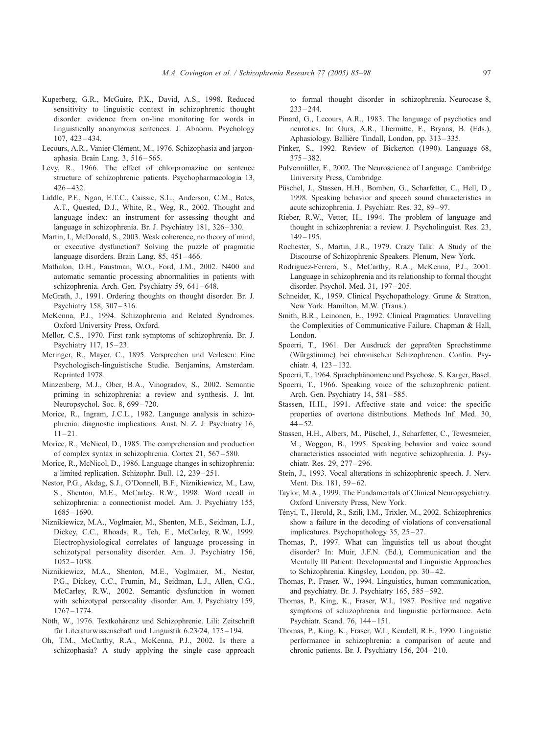Kuperberg, G.R., McGuire, P.K., David, A.S., 1998. Reduced sensitivity to linguistic context in schizophrenic thought disorder: evidence from on-line monitoring for words in linguistically anonymous sentences. J. Abnorm. Psychology 107, 423–434.

Lecours, A.R., Vanier-Clément, M., 1976. Schizophasia and jargonaphasia. Brain Lang. 3, 516–565.

Levy, R., 1966. The effect of chlorpromazine on sentence structure of schizophrenic patients. Psychopharmacologia 13, 426–432.

Liddle, P.F., Ngan, E.T.C., Caissie, S.L., Anderson, C.M., Bates, A.T., Quested, D.J., White, R., Weg, R., 2002. Thought and language index: an instrument for assessing thought and language in schizophrenia. Br. J. Psychiatry 181, 326–330.

Martin, I., McDonald, S., 2003. Weak coherence, no theory of mind, or executive dysfunction? Solving the puzzle of pragmatic language disorders. Brain Lang. 85, 451–466.

Mathalon, D.H., Faustman, W.O., Ford, J.M., 2002. N400 and automatic semantic processing abnormalities in patients with schizophrenia. Arch. Gen. Psychiatry 59, 641–648.

McGrath, J., 1991. Ordering thoughts on thought disorder. Br. J. Psychiatry 158, 307–316.

McKenna, P.J., 1994. Schizophrenia and Related Syndromes. Oxford University Press, Oxford.

Mellor, C.S., 1970. First rank symptoms of schizophrenia. Br. J. Psychiatry 117, 15–23.

Meringer, R., Mayer, C., 1895. Versprechen und Verlesen: Eine Psychologisch-linguistische Studie. Benjamins, Amsterdam. Reprinted 1978.

Minzenberg, M.J., Ober, B.A., Vinogradov, S., 2002. Semantic priming in schizophrenia: a review and synthesis. J. Int. Neuropsychol. Soc. 8, 699–720.

Morice, R., Ingram, J.C.L., 1982. Language analysis in schizophrenia: diagnostic implications. Aust. N. Z. J. Psychiatry 16, 11–21.

Morice, R., McNicol, D., 1985. The comprehension and production of complex syntax in schizophrenia. Cortex 21, 567–580.

Morice, R., McNicol, D., 1986. Language changes in schizophrenia: a limited replication. Schizophr. Bull. 12, 239–251.

Nestor, P.G., Akdag, S.J., O'Donnell, B.F., Niznikiewicz, M., Law, S., Shenton, M.E., McCarley, R.W., 1998. Word recall in schizophrenia: a connectionist model. Am. J. Psychiatry 155, 1685–1690.

Niznikiewicz, M.A., Voglmaier, M., Shenton, M.E., Seidman, L.J., Dickey, C.C., Rhoads, R., Teh, E., McCarley, R.W., 1999. Electrophysiological correlates of language processing in schizotypal personality disorder. Am. J. Psychiatry 156, 1052–1058.

Niznikiewicz, M.A., Shenton, M.E., Voglmaier, M., Nestor, P.G., Dickey, C.C., Frumin, M., Seidman, L.J., Allen, C.G., McCarley, R.W., 2002. Semantic dysfunction in women with schizotypal personality disorder. Am. J. Psychiatry 159, 1767–1774.

Nöth, W., 1976. Textkohärenz und Schizophrenie. Lili: Zeitschrift für Literaturwissenschaft und Linguistik 6.23/24, 175–194.

Oh, T.M., McCarthy, R.A., McKenna, P.J., 2002. Is there a schizophasia? A study applying the single case approach to formal thought disorder in schizophrenia. Neurocase 8, 233–244.

Pinard, G., Lecours, A.R., 1983. The language of psychotics and neurotics. In: Ours, A.R., Lhermitte, F., Bryans, B. (Eds.), Aphasiology. Ballière Tindall, London, pp. 313–335.

Pinker, S., 1992. Review of Bickerton (1990). Language 68, 375–382.

Pulvermüller, F., 2002. The Neuroscience of Language. Cambridge University Press, Cambridge.

Püschel, J., Stassen, H.H., Bomben, G., Scharfetter, C., Hell, D., 1998. Speaking behavior and speech sound characteristics in acute schizophrenia. J. Psychiatr. Res. 32, 89–97.

Rieber, R.W., Vetter, H., 1994. The problem of language and thought in schizophrenia: a review. J. Psycholinguist. Res. 23, 149–195.

Rochester, S., Martin, J.R., 1979. Crazy Talk: A Study of the Discourse of Schizophrenic Speakers. Plenum, New York.

Rodriguez-Ferrera, S., McCarthy, R.A., McKenna, P.J., 2001. Language in schizophrenia and its relationship to formal thought disorder. Psychol. Med. 31, 197–205.

Schneider, K., 1959. Clinical Psychopathology. Grune & Stratton, New York. Hamilton, M.W. (Trans.).

Smith, B.R., Leinonen, E., 1992. Clinical Pragmatics: Unravelling the Complexities of Communicative Failure. Chapman & Hall, London.

Spoerri, T., 1961. Der Ausdruck der gepreßten Sprechstimme (Würgstimme) bei chronischen Schizophrenen. Confin. Psychiatr. 4, 123–132.

Spoerri, T., 1964. Sprachphänomene und Psychose. S. Karger, Basel.

Spoerri, T., 1966. Speaking voice of the schizophrenic patient. Arch. Gen. Psychiatry 14, 581–585.

Stassen, H.H., 1991. Affective state and voice: the specific properties of overtone distributions. Methods Inf. Med. 30, 44–52.

Stassen, H.H., Albers, M., Püschel, J., Scharfetter, C., Tewesmeier, M., Woggon, B., 1995. Speaking behavior and voice sound characteristics associated with negative schizophrenia. J. Psychiatr. Res. 29, 277–296.

Stein, J., 1993. Vocal alterations in schizophrenic speech. J. Nerv. Ment. Dis. 181, 59–62.

Taylor, M.A., 1999. The Fundamentals of Clinical Neuropsychiatry. Oxford University Press, New York.

Tényi, T., Herold, R., Szili, I.M., Trixler, M., 2002. Schizophrenics show a failure in the decoding of violations of conversational implicatures. Psychopathology 35, 25–27.

Thomas, P., 1997. What can linguistics tell us about thought disorder? In: Muir, J.F.N. (Ed.), Communication and the Mentally Ill Patient: Developmental and Linguistic Approaches to Schizophrenia. Kingsley, London, pp. 30–42.

Thomas, P., Fraser, W., 1994. Linguistics, human communication, and psychiatry. Br. J. Psychiatry 165, 585–592.

Thomas, P., King, K., Fraser, W.I., 1987. Positive and negative symptoms of schizophrenia and linguistic performance. Acta Psychiatr. Scand. 76, 144–151.

Thomas, P., King, K., Fraser, W.I., Kendell, R.E., 1990. Linguistic performance in schizophrenia: a comparison of acute and chronic patients. Br. J. Psychiatry 156, 204–210.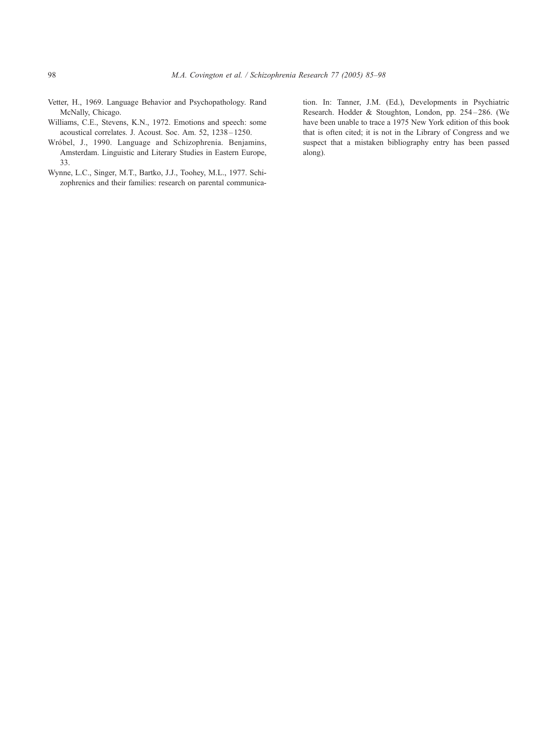Vetter, H., 1969. Language Behavior and Psychopathology. Rand McNally, Chicago.

Williams, C.E., Stevens, K.N., 1972. Emotions and speech: some acoustical correlates. J. Acoust. Soc. Am. 52, 1238–1250.

Wróbel, J., 1990. Language and Schizophrenia. Benjamins, Amsterdam. Linguistic and Literary Studies in Eastern Europe, 33.

Wynne, L.C., Singer, M.T., Bartko, J.J., Toohey, M.L., 1977. Schizophrenics and their families: research on parental communication. In: Tanner, J.M. (Ed.), Developments in Psychiatric Research. Hodder & Stoughton, London, pp. 254–286. (We have been unable to trace a 1975 New York edition of this book that is often cited; it is not in the Library of Congress and we suspect that a mistaken bibliography entry has been passed along).